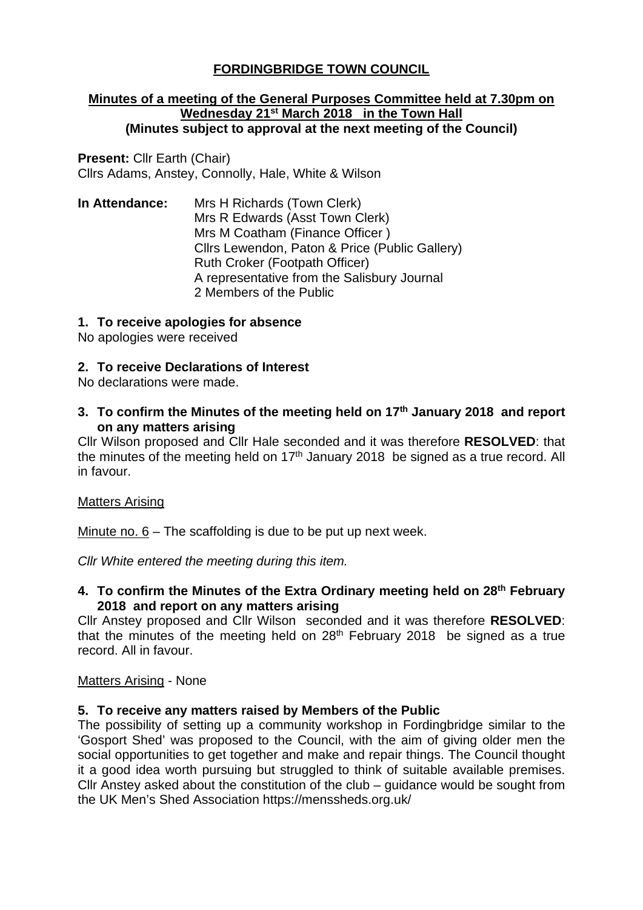# FORDINGBRIDGE TOWN COUNCIL

**Minutes of a meeting of the General Purposes Committee held at 7.30pm on Wednesday 21st March 2018 in the Town Hall**
**(Minutes subject to approval at the next meeting of the Council)**

**Present:** Cllr Earth (Chair)
Cllrs Adams, Anstey, Connolly, Hale, White & Wilson

**In Attendance:** Mrs H Richards (Town Clerk)
Mrs R Edwards (Asst Town Clerk)
Mrs M Coatham (Finance Officer )
Cllrs Lewendon, Paton & Price (Public Gallery)
Ruth Croker (Footpath Officer)
A representative from the Salisbury Journal
2 Members of the Public

### 1. To receive apologies for absence

No apologies were received

### 2. To receive Declarations of Interest

No declarations were made.

### 3. To confirm the Minutes of the meeting held on 17th January 2018 and report on any matters arising

Cllr Wilson proposed and Cllr Hale seconded and it was therefore **RESOLVED**: that the minutes of the meeting held on 17th January 2018 be signed as a true record. All in favour.

Matters Arising

Minute no. 6 – The scaffolding is due to be put up next week.

*Cllr White entered the meeting during this item.*

### 4. To confirm the Minutes of the Extra Ordinary meeting held on 28th February 2018 and report on any matters arising

Cllr Anstey proposed and Cllr Wilson seconded and it was therefore **RESOLVED**: that the minutes of the meeting held on 28th February 2018 be signed as a true record. All in favour.

Matters Arising - None

### 5. To receive any matters raised by Members of the Public

The possibility of setting up a community workshop in Fordingbridge similar to the 'Gosport Shed' was proposed to the Council, with the aim of giving older men the social opportunities to get together and make and repair things. The Council thought it a good idea worth pursuing but struggled to think of suitable available premises. Cllr Anstey asked about the constitution of the club – guidance would be sought from the UK Men's Shed Association https://menssheds.org.uk/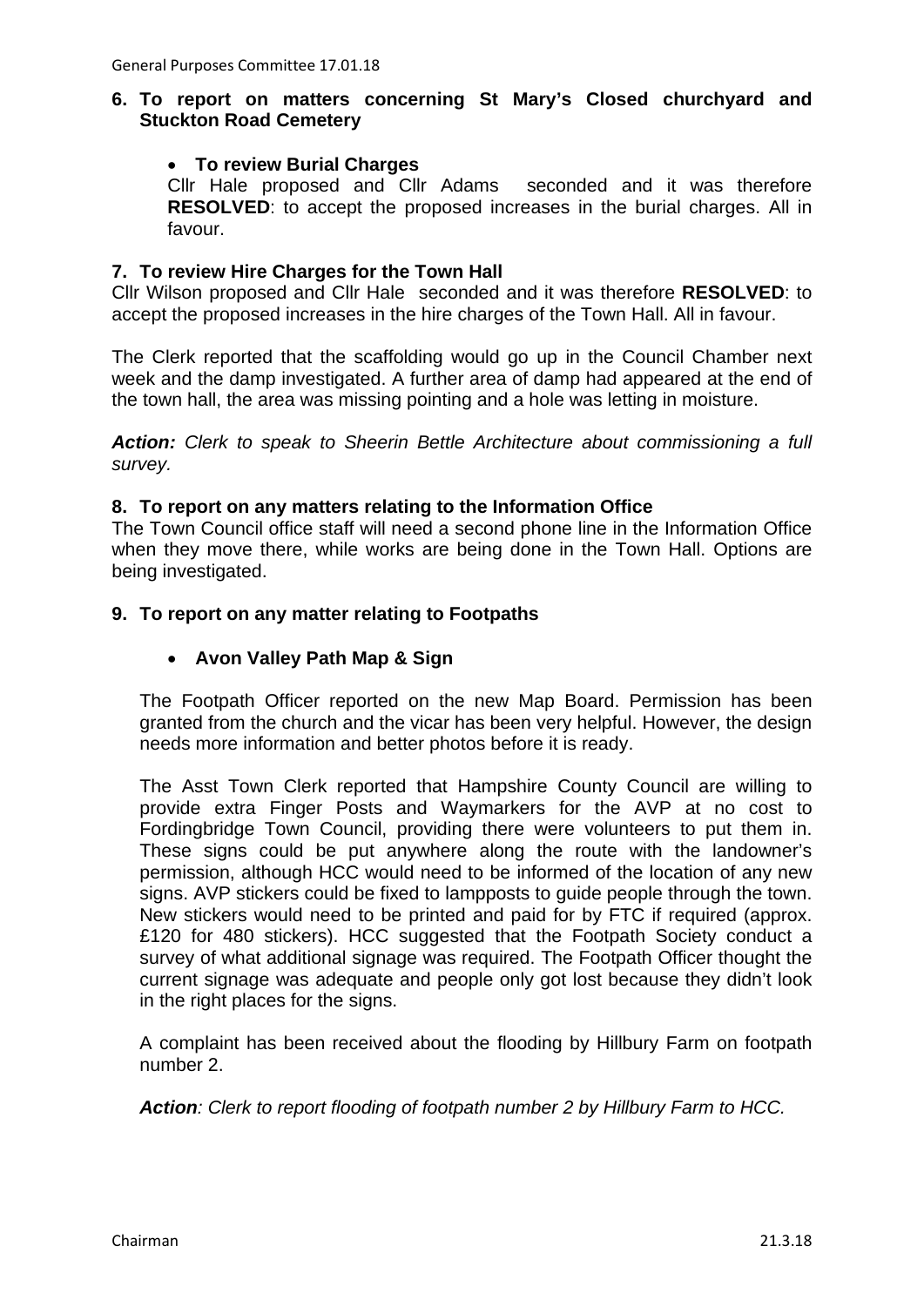## 6. To report on matters concerning St Mary's Closed churchyard and Stuckton Road Cemetery

- **To review Burial Charges**

Cllr Hale proposed and Cllr Adams seconded and it was therefore **RESOLVED**: to accept the proposed increases in the burial charges. All in favour.

## 7. To review Hire Charges for the Town Hall

Cllr Wilson proposed and Cllr Hale seconded and it was therefore **RESOLVED**: to accept the proposed increases in the hire charges of the Town Hall. All in favour.

The Clerk reported that the scaffolding would go up in the Council Chamber next week and the damp investigated. A further area of damp had appeared at the end of the town hall, the area was missing pointing and a hole was letting in moisture.

***Action:*** *Clerk to speak to Sheerin Bettle Architecture about commissioning a full survey.*

## 8. To report on any matters relating to the Information Office

The Town Council office staff will need a second phone line in the Information Office when they move there, while works are being done in the Town Hall. Options are being investigated.

## 9. To report on any matter relating to Footpaths

- **Avon Valley Path Map & Sign**

The Footpath Officer reported on the new Map Board. Permission has been granted from the church and the vicar has been very helpful. However, the design needs more information and better photos before it is ready.

The Asst Town Clerk reported that Hampshire County Council are willing to provide extra Finger Posts and Waymarkers for the AVP at no cost to Fordingbridge Town Council, providing there were volunteers to put them in. These signs could be put anywhere along the route with the landowner's permission, although HCC would need to be informed of the location of any new signs. AVP stickers could be fixed to lampposts to guide people through the town. New stickers would need to be printed and paid for by FTC if required (approx. £120 for 480 stickers). HCC suggested that the Footpath Society conduct a survey of what additional signage was required. The Footpath Officer thought the current signage was adequate and people only got lost because they didn't look in the right places for the signs.

A complaint has been received about the flooding by Hillbury Farm on footpath number 2.

***Action****: Clerk to report flooding of footpath number 2 by Hillbury Farm to HCC.*

Chairman 21.3.18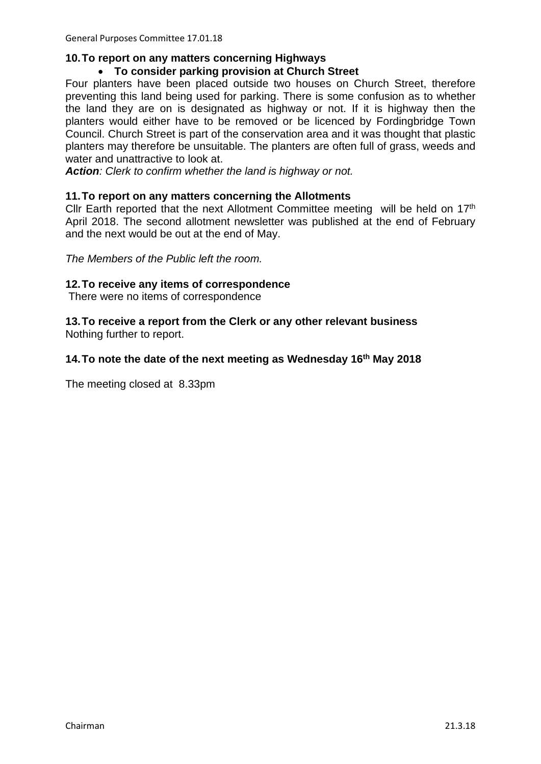## 10. To report on any matters concerning Highways

- **To consider parking provision at Church Street**

Four planters have been placed outside two houses on Church Street, therefore preventing this land being used for parking. There is some confusion as to whether the land they are on is designated as highway or not. If it is highway then the planters would either have to be removed or be licenced by Fordingbridge Town Council. Church Street is part of the conservation area and it was thought that plastic planters may therefore be unsuitable. The planters are often full of grass, weeds and water and unattractive to look at.

***Action**: Clerk to confirm whether the land is highway or not.*

## 11. To report on any matters concerning the Allotments

Cllr Earth reported that the next Allotment Committee meeting will be held on 17th April 2018. The second allotment newsletter was published at the end of February and the next would be out at the end of May.

*The Members of the Public left the room.*

## 12. To receive any items of correspondence

There were no items of correspondence

## 13. To receive a report from the Clerk or any other relevant business

Nothing further to report.

## 14. To note the date of the next meeting as Wednesday 16th May 2018

The meeting closed at 8.33pm

Chairman 21.3.18